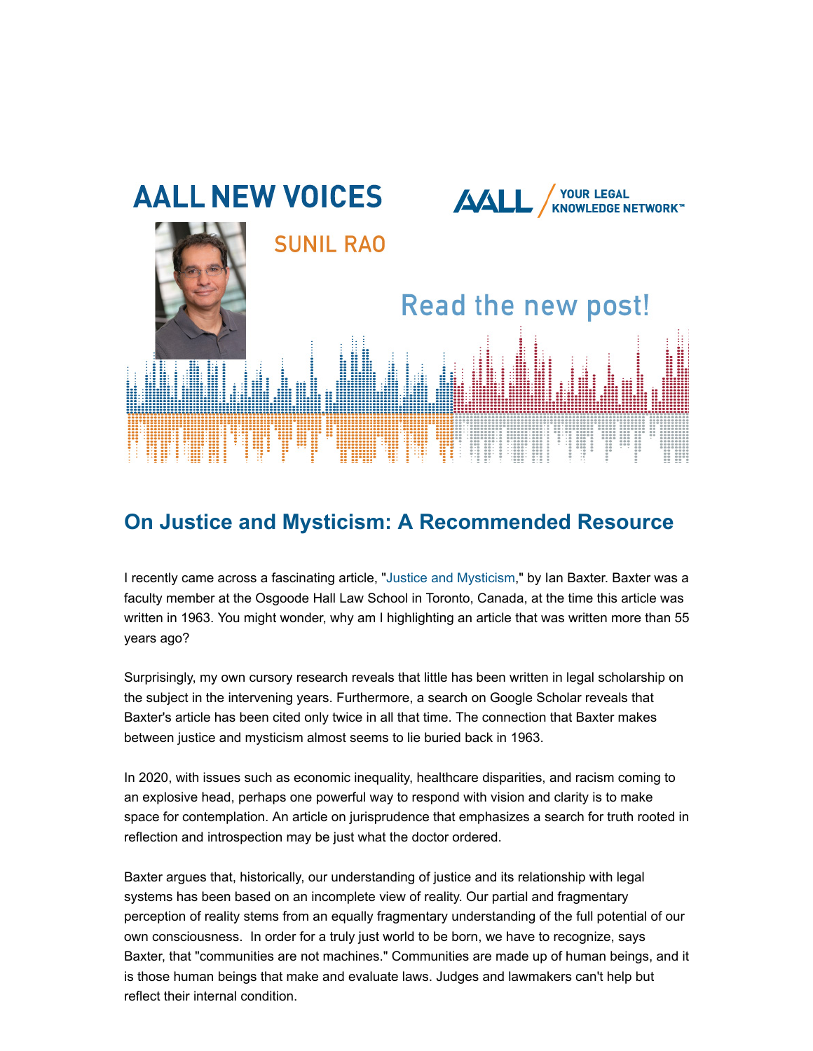AALL NEW VOICES

SUNIL RAO

Read the new post!

## On Justice and Mysticism: A Recommended Resource

I recently came across a fascinating article, "Justice and Mysticism," by Ian Baxter. Baxter was a faculty member at the Osgoode Hall Law School in Toronto, Canada, at the time this article was written in 1963. You might wonder, why am I highlighting an article that was written more than 55 years ago?

Surprisingly, my own cursory research reveals that little has been written in legal scholarship on the subject in the intervening years. Furthermore, a search on Google Scholar reveals that Baxter's article has been cited only twice in all that time. The connection that Baxter makes between justice and mysticism almost seems to lie buried back in 1963.

In 2020, with issues such as economic inequality, healthcare disparities, and racism coming to an explosive head, perhaps one powerful way to respond with vision and clarity is to make space for contemplation. An article on jurisprudence that emphasizes a search for truth rooted in reflection and introspection may be just what the doctor ordered.

Baxter argues that, historically, our understanding of justice and its relationship with legal systems has been based on an incomplete view of reality. Our partial and fragmentary perception of reality stems from an equally fragmentary understanding of the full potential of our own consciousness. In order for a truly just world to be born, we have to recognize, says Baxter, that "communities are not machines." Communities are made up of human beings, and it is those human beings that make and evaluate laws. Judges and lawmakers can't help but reflect their internal condition.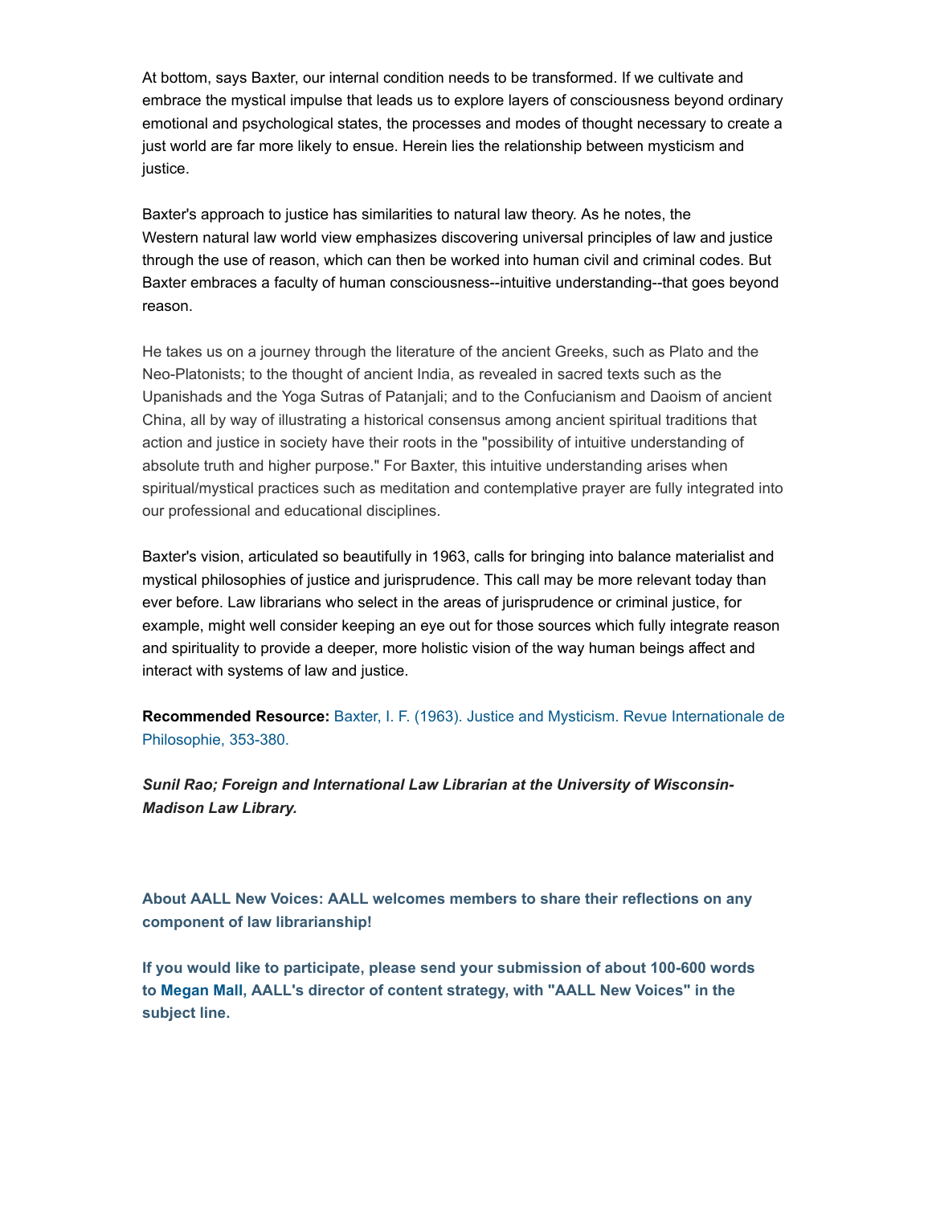At bottom, says Baxter, our internal condition needs to be transformed. If we cultivate and embrace the mystical impulse that leads us to explore layers of consciousness beyond ordinary emotional and psychological states, the processes and modes of thought necessary to create a just world are far more likely to ensue. Herein lies the relationship between mysticism and justice.

Baxter's approach to justice has similarities to natural law theory. As he notes, the Western natural law world view emphasizes discovering universal principles of law and justice through the use of reason, which can then be worked into human civil and criminal codes. But Baxter embraces a faculty of human consciousness--intuitive understanding--that goes beyond reason.

He takes us on a journey through the literature of the ancient Greeks, such as Plato and the Neo-Platonists; to the thought of ancient India, as revealed in sacred texts such as the Upanishads and the Yoga Sutras of Patanjali; and to the Confucianism and Daoism of ancient China, all by way of illustrating a historical consensus among ancient spiritual traditions that action and justice in society have their roots in the "possibility of intuitive understanding of absolute truth and higher purpose." For Baxter, this intuitive understanding arises when spiritual/mystical practices such as meditation and contemplative prayer are fully integrated into our professional and educational disciplines.

Baxter's vision, articulated so beautifully in 1963, calls for bringing into balance materialist and mystical philosophies of justice and jurisprudence. This call may be more relevant today than ever before. Law librarians who select in the areas of jurisprudence or criminal justice, for example, might well consider keeping an eye out for those sources which fully integrate reason and spirituality to provide a deeper, more holistic vision of the way human beings affect and interact with systems of law and justice.

**Recommended Resource:** Baxter, I. F. (1963). Justice and Mysticism. Revue Internationale de Philosophie, 353-380.

***Sunil Rao; Foreign and International Law Librarian at the University of Wisconsin-Madison Law Library.***

**About AALL New Voices: AALL welcomes members to share their reflections on any component of law librarianship!**

**If you would like to participate, please send your submission of about 100-600 words to Megan Mall, AALL's director of content strategy, with "AALL New Voices" in the subject line.**